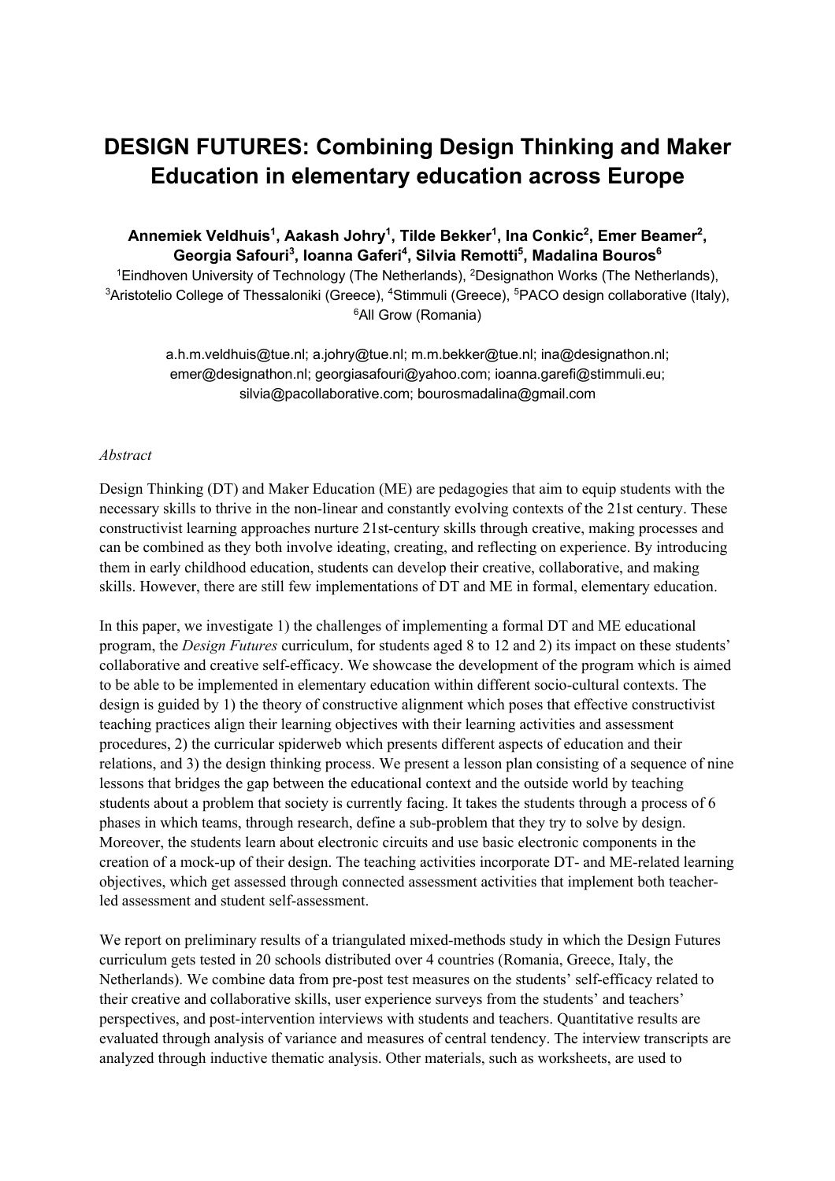# DESIGN FUTURES: Combining Design Thinking and Maker Education in elementary education across Europe

**Annemiek Veldhuis[1], Aakash Johry[1], Tilde Bekker[1], Ina Conkic[2], Emer Beamer[2], Georgia Safouri[3], Ioanna Gaferi[4], Silvia Remotti[5], Madalina Bouros[6]**

[1]Eindhoven University of Technology (The Netherlands), [2]Designathon Works (The Netherlands), [3]Aristotelio College of Thessaloniki (Greece), [4]Stimmuli (Greece), [5]PACO design collaborative (Italy), [6]All Grow (Romania)

a.h.m.veldhuis@tue.nl; a.johry@tue.nl; m.m.bekker@tue.nl; ina@designathon.nl; emer@designathon.nl; georgiasafouri@yahoo.com; ioanna.garefi@stimmuli.eu; silvia@pacollaborative.com; bourosmadalina@gmail.com

*Abstract*

Design Thinking (DT) and Maker Education (ME) are pedagogies that aim to equip students with the necessary skills to thrive in the non-linear and constantly evolving contexts of the 21st century. These constructivist learning approaches nurture 21st-century skills through creative, making processes and can be combined as they both involve ideating, creating, and reflecting on experience. By introducing them in early childhood education, students can develop their creative, collaborative, and making skills. However, there are still few implementations of DT and ME in formal, elementary education.

In this paper, we investigate 1) the challenges of implementing a formal DT and ME educational program, the *Design Futures* curriculum, for students aged 8 to 12 and 2) its impact on these students' collaborative and creative self-efficacy. We showcase the development of the program which is aimed to be able to be implemented in elementary education within different socio-cultural contexts. The design is guided by 1) the theory of constructive alignment which poses that effective constructivist teaching practices align their learning objectives with their learning activities and assessment procedures, 2) the curricular spiderweb which presents different aspects of education and their relations, and 3) the design thinking process. We present a lesson plan consisting of a sequence of nine lessons that bridges the gap between the educational context and the outside world by teaching students about a problem that society is currently facing. It takes the students through a process of 6 phases in which teams, through research, define a sub-problem that they try to solve by design. Moreover, the students learn about electronic circuits and use basic electronic components in the creation of a mock-up of their design. The teaching activities incorporate DT- and ME-related learning objectives, which get assessed through connected assessment activities that implement both teacher-led assessment and student self-assessment.

We report on preliminary results of a triangulated mixed-methods study in which the Design Futures curriculum gets tested in 20 schools distributed over 4 countries (Romania, Greece, Italy, the Netherlands). We combine data from pre-post test measures on the students' self-efficacy related to their creative and collaborative skills, user experience surveys from the students' and teachers' perspectives, and post-intervention interviews with students and teachers. Quantitative results are evaluated through analysis of variance and measures of central tendency. The interview transcripts are analyzed through inductive thematic analysis. Other materials, such as worksheets, are used to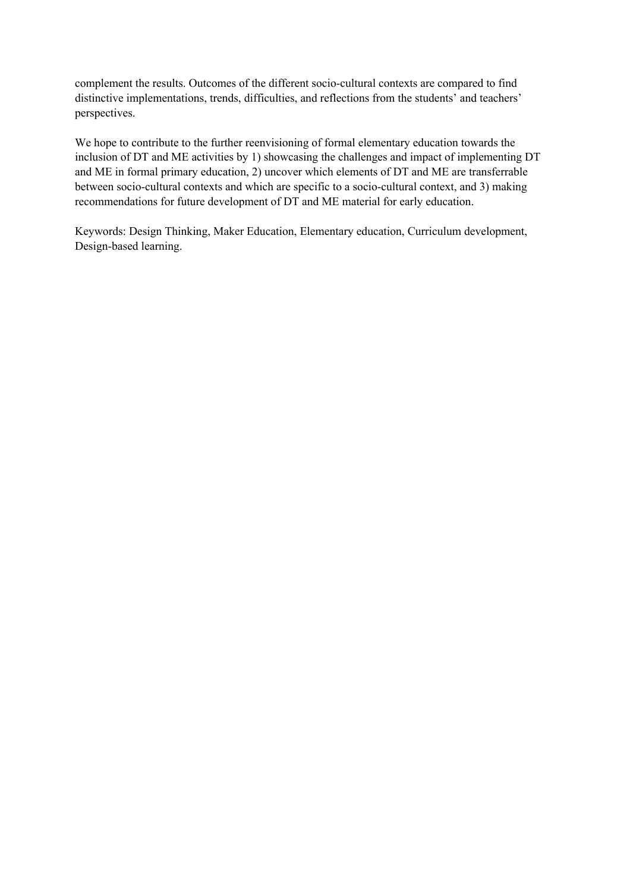complement the results. Outcomes of the different socio-cultural contexts are compared to find distinctive implementations, trends, difficulties, and reflections from the students' and teachers' perspectives.

We hope to contribute to the further reenvisioning of formal elementary education towards the inclusion of DT and ME activities by 1) showcasing the challenges and impact of implementing DT and ME in formal primary education, 2) uncover which elements of DT and ME are transferrable between socio-cultural contexts and which are specific to a socio-cultural context, and 3) making recommendations for future development of DT and ME material for early education.

Keywords: Design Thinking, Maker Education, Elementary education, Curriculum development, Design-based learning.